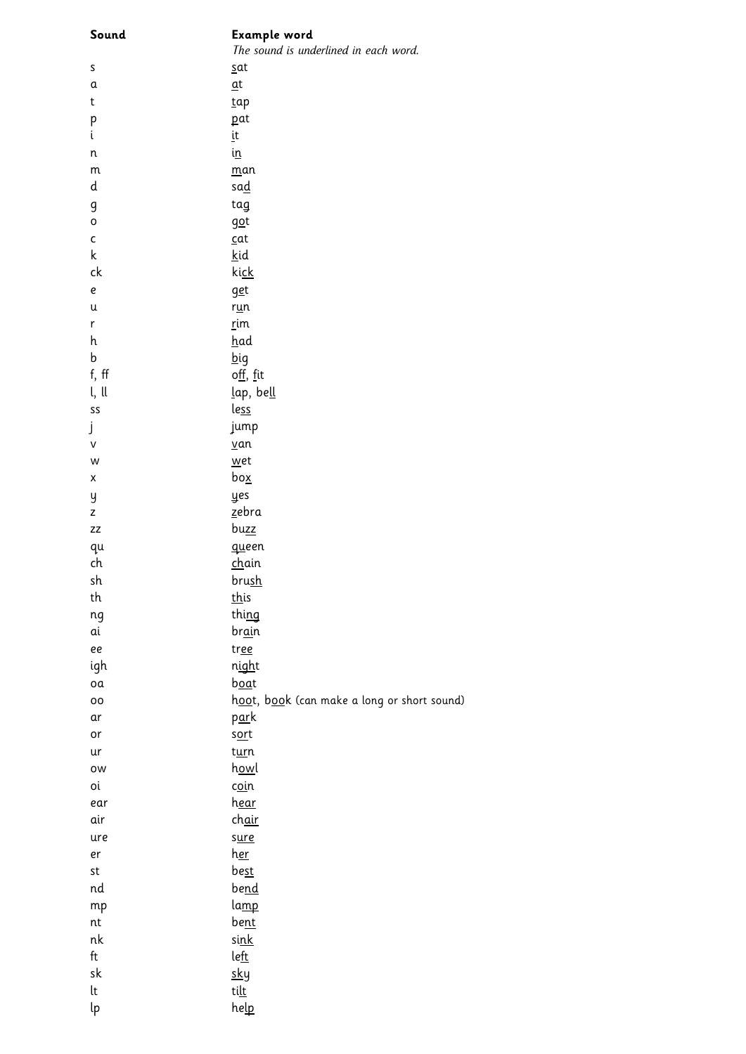| Sound | Example word<br>*The sound is underlined in each word.* |
|---|---|
| s | <u>s</u>at |
| a | <u>a</u>t |
| t | <u>t</u>ap |
| p | <u>p</u>at |
| i | <u>i</u>t |
| n | i<u>n</u> |
| m | <u>m</u>an |
| d | sa<u>d</u> |
| g | ta<u>g</u> |
| o | g<u>o</u>t |
| c | <u>c</u>at |
| k | <u>k</u>id |
| ck | ki<u>ck</u> |
| e | g<u>e</u>t |
| u | r<u>u</u>n |
| r | <u>r</u>im |
| h | <u>h</u>ad |
| b | <u>b</u>ig |
| f, ff | o<u>ff</u>, <u>f</u>it |
| l, ll | <u>l</u>ap, be<u>ll</u> |
| ss | le<u>ss</u> |
| j | <u>j</u>ump |
| v | <u>v</u>an |
| w | <u>w</u>et |
| x | bo<u>x</u> |
| y | <u>y</u>es |
| z | <u>z</u>ebra |
| zz | bu<u>zz</u> |
| qu | <u>qu</u>een |
| ch | <u>ch</u>ain |
| sh | bru<u>sh</u> |
| th | <u>th</u>is |
| ng | thi<u>ng</u> |
| ai | br<u>ai</u>n |
| ee | tr<u>ee</u> |
| igh | n<u>igh</u>t |
| oa | b<u>oa</u>t |
| oo | h<u>oo</u>t, b<u>oo</u>k (can make a long or short sound) |
| ar | p<u>ar</u>k |
| or | s<u>or</u>t |
| ur | t<u>ur</u>n |
| ow | h<u>ow</u>l |
| oi | c<u>oi</u>n |
| ear | h<u>ear</u> |
| air | ch<u>air</u> |
| ure | s<u>ure</u> |
| er | h<u>er</u> |
| st | be<u>st</u> |
| nd | be<u>nd</u> |
| mp | la<u>mp</u> |
| nt | be<u>nt</u> |
| nk | si<u>nk</u> |
| ft | le<u>ft</u> |
| sk | <u>sk</u>y |
| lt | ti<u>lt</u> |
| lp | he<u>lp</u> |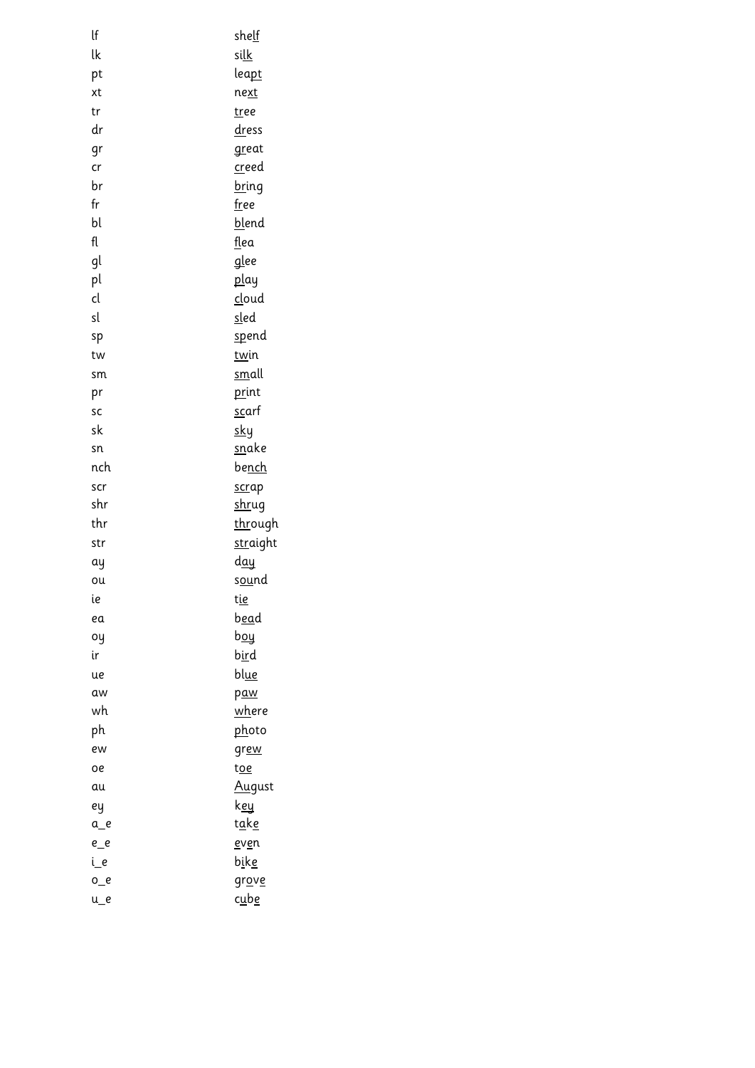| | |
|---|---|
| lf | shelf |
| lk | silk |
| pt | leapt |
| xt | next |
| tr | tree |
| dr | dress |
| gr | great |
| cr | creed |
| br | bring |
| fr | free |
| bl | blend |
| fl | flea |
| gl | glee |
| pl | play |
| cl | cloud |
| sl | sled |
| sp | spend |
| tw | twin |
| sm | small |
| pr | print |
| sc | scarf |
| sk | sky |
| sn | snake |
| nch | bench |
| scr | scrap |
| shr | shrug |
| thr | through |
| str | straight |
| ay | day |
| ou | sound |
| ie | tie |
| ea | bead |
| oy | boy |
| ir | bird |
| ue | blue |
| aw | paw |
| wh | where |
| ph | photo |
| ew | grew |
| oe | toe |
| au | August |
| ey | key |
| a_e | take |
| e_e | even |
| i_e | bike |
| o_e | grove |
| u_e | cube |